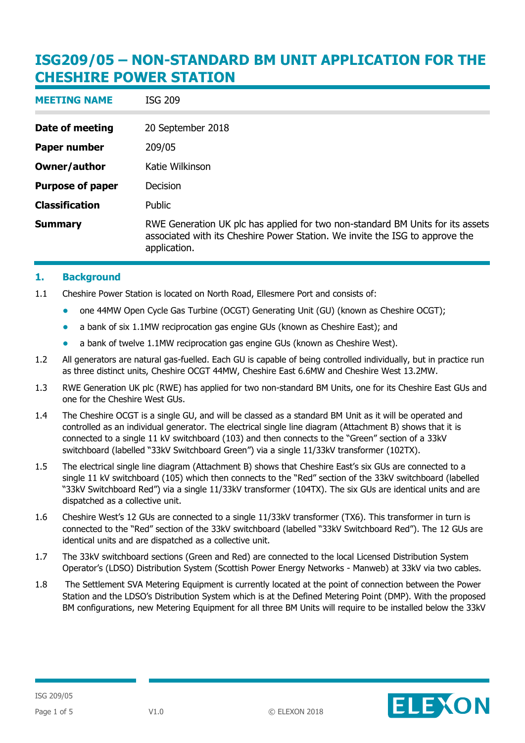# ISG209/05 – NON-STANDARD BM UNIT APPLICATION FOR THE CHESHIRE POWER STATION

| | |
|---|---|
| **MEETING NAME** | ISG 209 |
| **Date of meeting** | 20 September 2018 |
| **Paper number** | 209/05 |
| **Owner/author** | Katie Wilkinson |
| **Purpose of paper** | Decision |
| **Classification** | Public |
| **Summary** | RWE Generation UK plc has applied for two non-standard BM Units for its assets associated with its Cheshire Power Station. We invite the ISG to approve the application. |

## 1. Background

1.1 Cheshire Power Station is located on North Road, Ellesmere Port and consists of:

- one 44MW Open Cycle Gas Turbine (OCGT) Generating Unit (GU) (known as Cheshire OCGT);
- a bank of six 1.1MW reciprocation gas engine GUs (known as Cheshire East); and
- a bank of twelve 1.1MW reciprocation gas engine GUs (known as Cheshire West).

1.2 All generators are natural gas-fuelled. Each GU is capable of being controlled individually, but in practice run as three distinct units, Cheshire OCGT 44MW, Cheshire East 6.6MW and Cheshire West 13.2MW.

1.3 RWE Generation UK plc (RWE) has applied for two non-standard BM Units, one for its Cheshire East GUs and one for the Cheshire West GUs.

1.4 The Cheshire OCGT is a single GU, and will be classed as a standard BM Unit as it will be operated and controlled as an individual generator. The electrical single line diagram (Attachment B) shows that it is connected to a single 11 kV switchboard (103) and then connects to the "Green" section of a 33kV switchboard (labelled "33kV Switchboard Green") via a single 11/33kV transformer (102TX).

1.5 The electrical single line diagram (Attachment B) shows that Cheshire East's six GUs are connected to a single 11 kV switchboard (105) which then connects to the "Red" section of the 33kV switchboard (labelled "33kV Switchboard Red") via a single 11/33kV transformer (104TX). The six GUs are identical units and are dispatched as a collective unit.

1.6 Cheshire West's 12 GUs are connected to a single 11/33kV transformer (TX6). This transformer in turn is connected to the "Red" section of the 33kV switchboard (labelled "33kV Switchboard Red"). The 12 GUs are identical units and are dispatched as a collective unit.

1.7 The 33kV switchboard sections (Green and Red) are connected to the local Licensed Distribution System Operator's (LDSO) Distribution System (Scottish Power Energy Networks - Manweb) at 33kV via two cables.

1.8 The Settlement SVA Metering Equipment is currently located at the point of connection between the Power Station and the LDSO's Distribution System which is at the Defined Metering Point (DMP). With the proposed BM configurations, new Metering Equipment for all three BM Units will require to be installed below the 33kV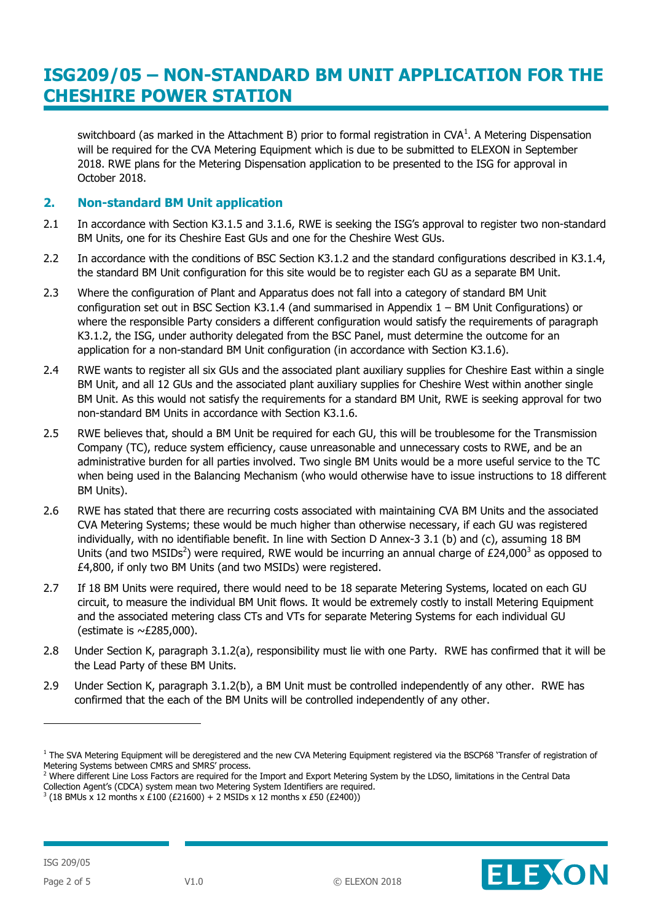switchboard (as marked in the Attachment B) prior to formal registration in CVA[1]. A Metering Dispensation will be required for the CVA Metering Equipment which is due to be submitted to ELEXON in September 2018. RWE plans for the Metering Dispensation application to be presented to the ISG for approval in October 2018.

## 2. Non-standard BM Unit application

2.1 In accordance with Section K3.1.5 and 3.1.6, RWE is seeking the ISG's approval to register two non-standard BM Units, one for its Cheshire East GUs and one for the Cheshire West GUs.

2.2 In accordance with the conditions of BSC Section K3.1.2 and the standard configurations described in K3.1.4, the standard BM Unit configuration for this site would be to register each GU as a separate BM Unit.

2.3 Where the configuration of Plant and Apparatus does not fall into a category of standard BM Unit configuration set out in BSC Section K3.1.4 (and summarised in Appendix 1 – BM Unit Configurations) or where the responsible Party considers a different configuration would satisfy the requirements of paragraph K3.1.2, the ISG, under authority delegated from the BSC Panel, must determine the outcome for an application for a non-standard BM Unit configuration (in accordance with Section K3.1.6).

2.4 RWE wants to register all six GUs and the associated plant auxiliary supplies for Cheshire East within a single BM Unit, and all 12 GUs and the associated plant auxiliary supplies for Cheshire West within another single BM Unit. As this would not satisfy the requirements for a standard BM Unit, RWE is seeking approval for two non-standard BM Units in accordance with Section K3.1.6.

2.5 RWE believes that, should a BM Unit be required for each GU, this will be troublesome for the Transmission Company (TC), reduce system efficiency, cause unreasonable and unnecessary costs to RWE, and be an administrative burden for all parties involved. Two single BM Units would be a more useful service to the TC when being used in the Balancing Mechanism (who would otherwise have to issue instructions to 18 different BM Units).

2.6 RWE has stated that there are recurring costs associated with maintaining CVA BM Units and the associated CVA Metering Systems; these would be much higher than otherwise necessary, if each GU was registered individually, with no identifiable benefit. In line with Section D Annex-3 3.1 (b) and (c), assuming 18 BM Units (and two MSIDs[2]) were required, RWE would be incurring an annual charge of £24,000[3] as opposed to £4,800, if only two BM Units (and two MSIDs) were registered.

2.7 If 18 BM Units were required, there would need to be 18 separate Metering Systems, located on each GU circuit, to measure the individual BM Unit flows. It would be extremely costly to install Metering Equipment and the associated metering class CTs and VTs for separate Metering Systems for each individual GU (estimate is ~£285,000).

2.8 Under Section K, paragraph 3.1.2(a), responsibility must lie with one Party. RWE has confirmed that it will be the Lead Party of these BM Units.

2.9 Under Section K, paragraph 3.1.2(b), a BM Unit must be controlled independently of any other. RWE has confirmed that the each of the BM Units will be controlled independently of any other.

---

[1] The SVA Metering Equipment will be deregistered and the new CVA Metering Equipment registered via the BSCP68 'Transfer of registration of Metering Systems between CMRS and SMRS' process.

[2] Where different Line Loss Factors are required for the Import and Export Metering System by the LDSO, limitations in the Central Data Collection Agent's (CDCA) system mean two Metering System Identifiers are required.

[3] (18 BMUs x 12 months x £100 (£21600) + 2 MSIDs x 12 months x £50 (£2400))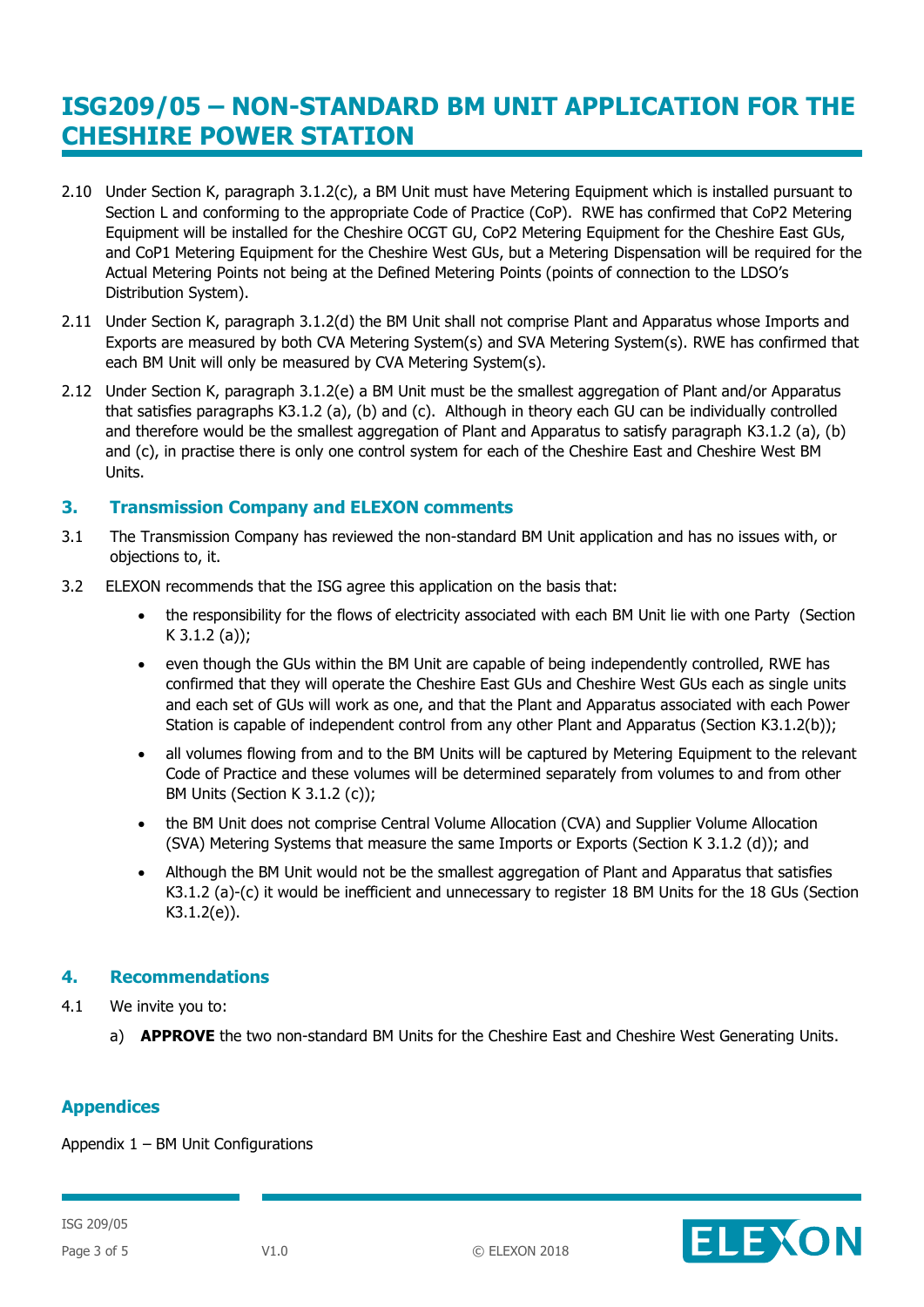# ISG209/05 – NON-STANDARD BM UNIT APPLICATION FOR THE CHESHIRE POWER STATION

2.10 Under Section K, paragraph 3.1.2(c), a BM Unit must have Metering Equipment which is installed pursuant to Section L and conforming to the appropriate Code of Practice (CoP). RWE has confirmed that CoP2 Metering Equipment will be installed for the Cheshire OCGT GU, CoP2 Metering Equipment for the Cheshire East GUs, and CoP1 Metering Equipment for the Cheshire West GUs, but a Metering Dispensation will be required for the Actual Metering Points not being at the Defined Metering Points (points of connection to the LDSO's Distribution System).

2.11 Under Section K, paragraph 3.1.2(d) the BM Unit shall not comprise Plant and Apparatus whose Imports and Exports are measured by both CVA Metering System(s) and SVA Metering System(s). RWE has confirmed that each BM Unit will only be measured by CVA Metering System(s).

2.12 Under Section K, paragraph 3.1.2(e) a BM Unit must be the smallest aggregation of Plant and/or Apparatus that satisfies paragraphs K3.1.2 (a), (b) and (c). Although in theory each GU can be individually controlled and therefore would be the smallest aggregation of Plant and Apparatus to satisfy paragraph K3.1.2 (a), (b) and (c), in practise there is only one control system for each of the Cheshire East and Cheshire West BM Units.

## 3. Transmission Company and ELEXON comments

3.1 The Transmission Company has reviewed the non-standard BM Unit application and has no issues with, or objections to, it.

3.2 ELEXON recommends that the ISG agree this application on the basis that:

- the responsibility for the flows of electricity associated with each BM Unit lie with one Party (Section K 3.1.2 (a));
- even though the GUs within the BM Unit are capable of being independently controlled, RWE has confirmed that they will operate the Cheshire East GUs and Cheshire West GUs each as single units and each set of GUs will work as one, and that the Plant and Apparatus associated with each Power Station is capable of independent control from any other Plant and Apparatus (Section K3.1.2(b));
- all volumes flowing from and to the BM Units will be captured by Metering Equipment to the relevant Code of Practice and these volumes will be determined separately from volumes to and from other BM Units (Section K 3.1.2 (c));
- the BM Unit does not comprise Central Volume Allocation (CVA) and Supplier Volume Allocation (SVA) Metering Systems that measure the same Imports or Exports (Section K 3.1.2 (d)); and
- Although the BM Unit would not be the smallest aggregation of Plant and Apparatus that satisfies K3.1.2 (a)-(c) it would be inefficient and unnecessary to register 18 BM Units for the 18 GUs (Section K3.1.2(e)).

## 4. Recommendations

4.1 We invite you to:

a) **APPROVE** the two non-standard BM Units for the Cheshire East and Cheshire West Generating Units.

## Appendices

Appendix 1 – BM Unit Configurations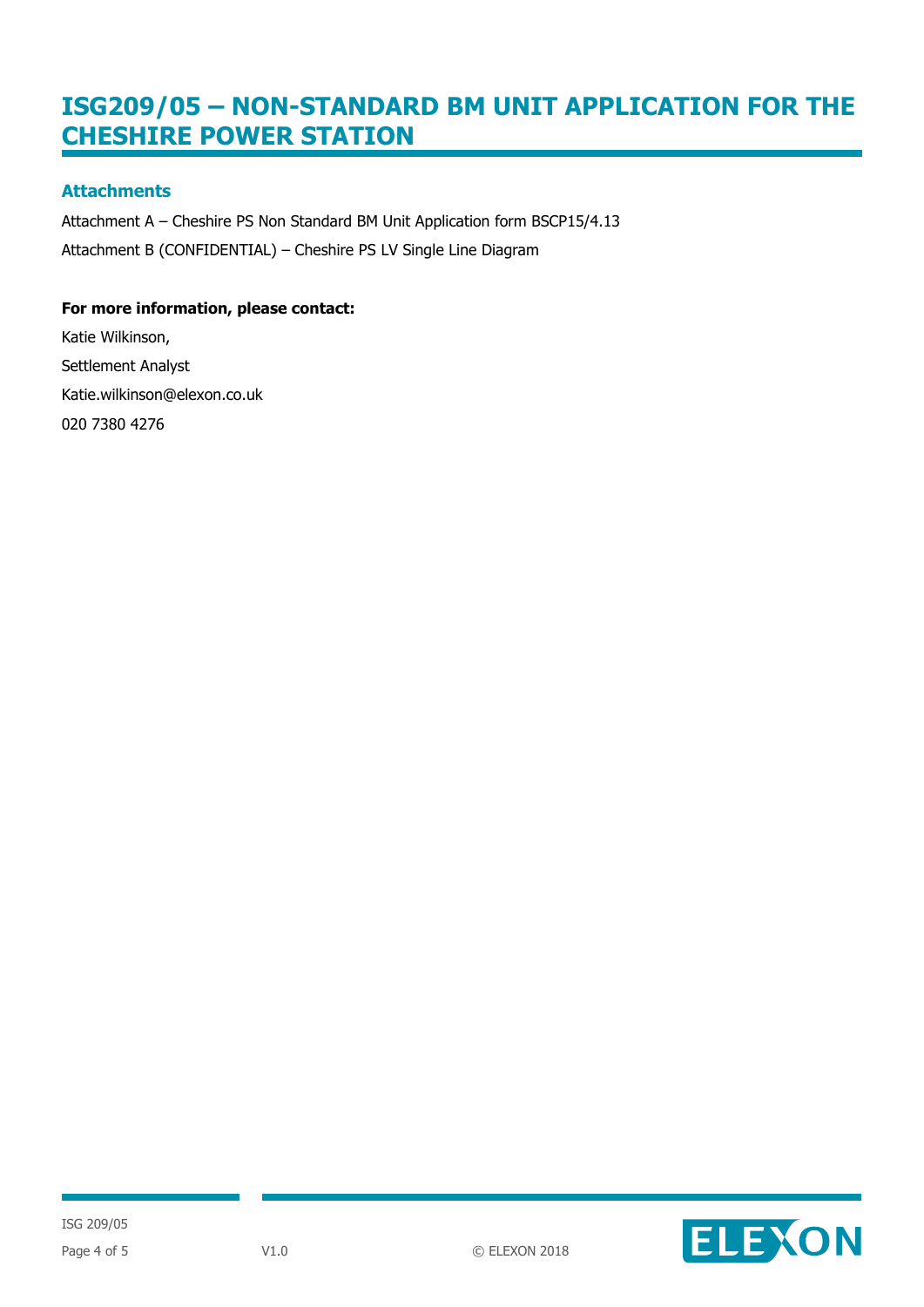# ISG209/05 – NON-STANDARD BM UNIT APPLICATION FOR THE CHESHIRE POWER STATION

## Attachments

Attachment A – Cheshire PS Non Standard BM Unit Application form BSCP15/4.13

Attachment B (CONFIDENTIAL) – Cheshire PS LV Single Line Diagram

**For more information, please contact:**

Katie Wilkinson,

Settlement Analyst

Katie.wilkinson@elexon.co.uk

020 7380 4276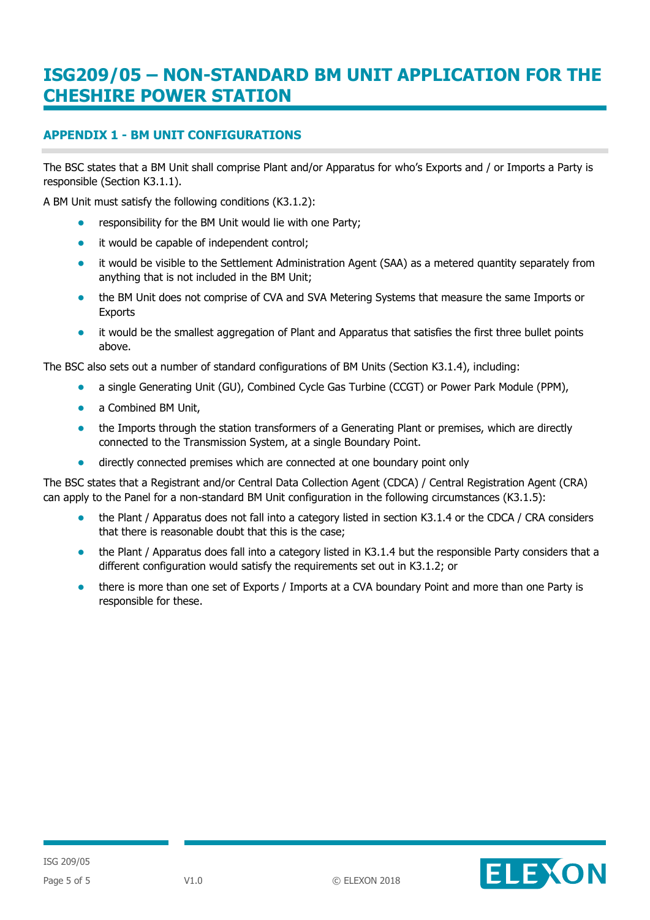# ISG209/05 – NON-STANDARD BM UNIT APPLICATION FOR THE CHESHIRE POWER STATION

## APPENDIX 1 - BM UNIT CONFIGURATIONS

The BSC states that a BM Unit shall comprise Plant and/or Apparatus for who's Exports and / or Imports a Party is responsible (Section K3.1.1).

A BM Unit must satisfy the following conditions (K3.1.2):

- responsibility for the BM Unit would lie with one Party;
- it would be capable of independent control;
- it would be visible to the Settlement Administration Agent (SAA) as a metered quantity separately from anything that is not included in the BM Unit;
- the BM Unit does not comprise of CVA and SVA Metering Systems that measure the same Imports or Exports
- it would be the smallest aggregation of Plant and Apparatus that satisfies the first three bullet points above.

The BSC also sets out a number of standard configurations of BM Units (Section K3.1.4), including:

- a single Generating Unit (GU), Combined Cycle Gas Turbine (CCGT) or Power Park Module (PPM),
- a Combined BM Unit,
- the Imports through the station transformers of a Generating Plant or premises, which are directly connected to the Transmission System, at a single Boundary Point.
- directly connected premises which are connected at one boundary point only

The BSC states that a Registrant and/or Central Data Collection Agent (CDCA) / Central Registration Agent (CRA) can apply to the Panel for a non-standard BM Unit configuration in the following circumstances (K3.1.5):

- the Plant / Apparatus does not fall into a category listed in section K3.1.4 or the CDCA / CRA considers that there is reasonable doubt that this is the case;
- the Plant / Apparatus does fall into a category listed in K3.1.4 but the responsible Party considers that a different configuration would satisfy the requirements set out in K3.1.2; or
- there is more than one set of Exports / Imports at a CVA boundary Point and more than one Party is responsible for these.